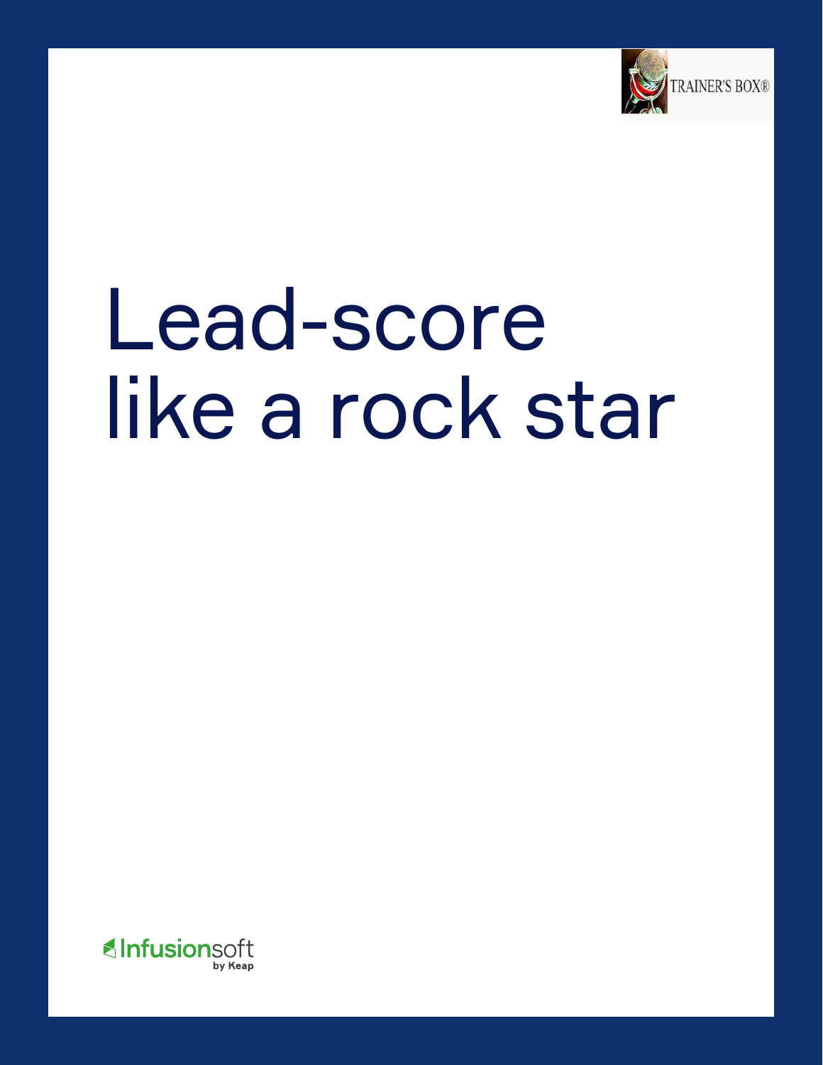TRAINER'S BOX®

# Lead-score like a rock star

Infusionsoft by Keap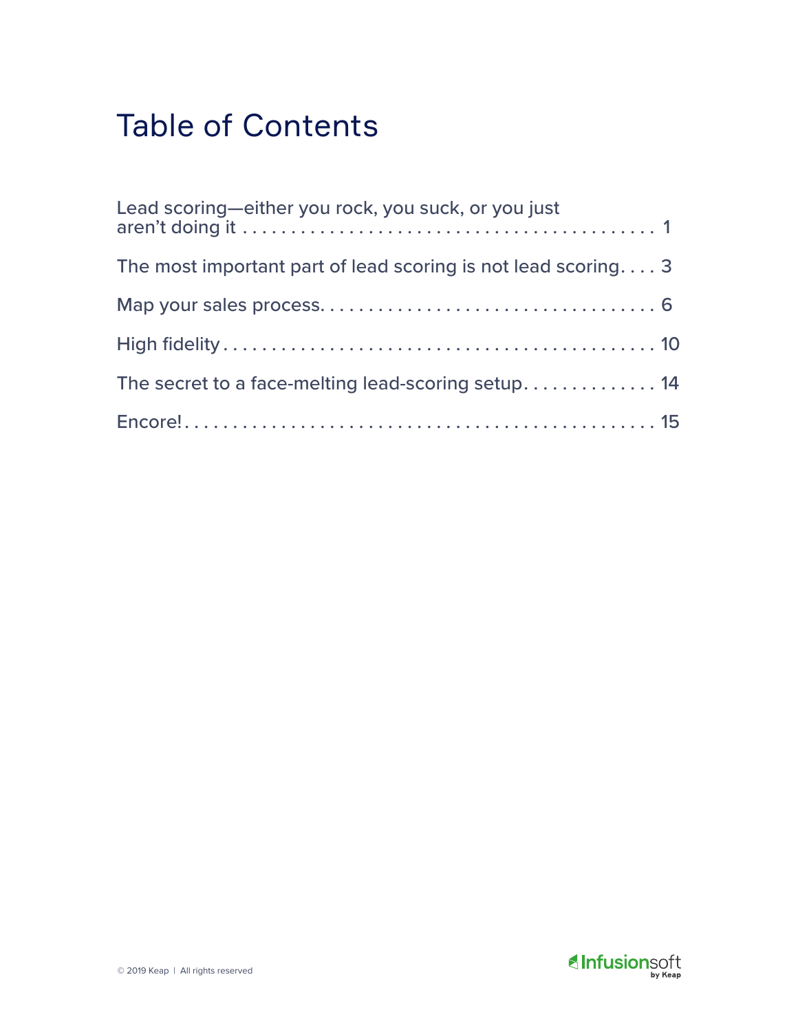# Table of Contents

Lead scoring—either you rock, you suck, or you just aren't doing it . . . . . . . . . . . . . . . . . . . . . . . . . . . . . . . . . . . . . . . . . 1

The most important part of lead scoring is not lead scoring. . . . 3

Map your sales process. . . . . . . . . . . . . . . . . . . . . . . . . . . . . . . . . 6

High fidelity . . . . . . . . . . . . . . . . . . . . . . . . . . . . . . . . . . . . . . . . . . . 10

The secret to a face-melting lead-scoring setup. . . . . . . . . . . . . . 14

Encore! . . . . . . . . . . . . . . . . . . . . . . . . . . . . . . . . . . . . . . . . . . . . . . 15

© 2019 Keap | All rights reserved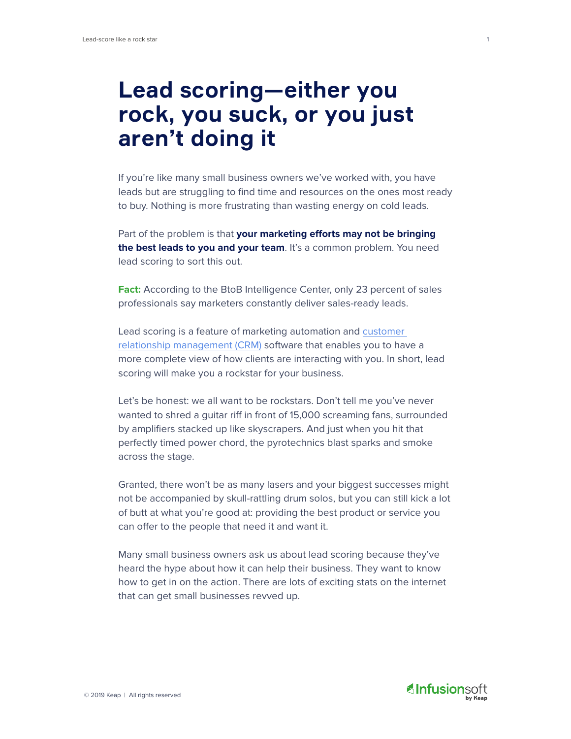# Lead scoring—either you rock, you suck, or you just aren't doing it

If you're like many small business owners we've worked with, you have leads but are struggling to find time and resources on the ones most ready to buy. Nothing is more frustrating than wasting energy on cold leads.

Part of the problem is that **your marketing efforts may not be bringing the best leads to you and your team**. It's a common problem. You need lead scoring to sort this out.

**Fact:** According to the BtoB Intelligence Center, only 23 percent of sales professionals say marketers constantly deliver sales-ready leads.

Lead scoring is a feature of marketing automation and [customer relationship management (CRM)]() software that enables you to have a more complete view of how clients are interacting with you. In short, lead scoring will make you a rockstar for your business.

Let's be honest: we all want to be rockstars. Don't tell me you've never wanted to shred a guitar riff in front of 15,000 screaming fans, surrounded by amplifiers stacked up like skyscrapers. And just when you hit that perfectly timed power chord, the pyrotechnics blast sparks and smoke across the stage.

Granted, there won't be as many lasers and your biggest successes might not be accompanied by skull-rattling drum solos, but you can still kick a lot of butt at what you're good at: providing the best product or service you can offer to the people that need it and want it.

Many small business owners ask us about lead scoring because they've heard the hype about how it can help their business. They want to know how to get in on the action. There are lots of exciting stats on the internet that can get small businesses revved up.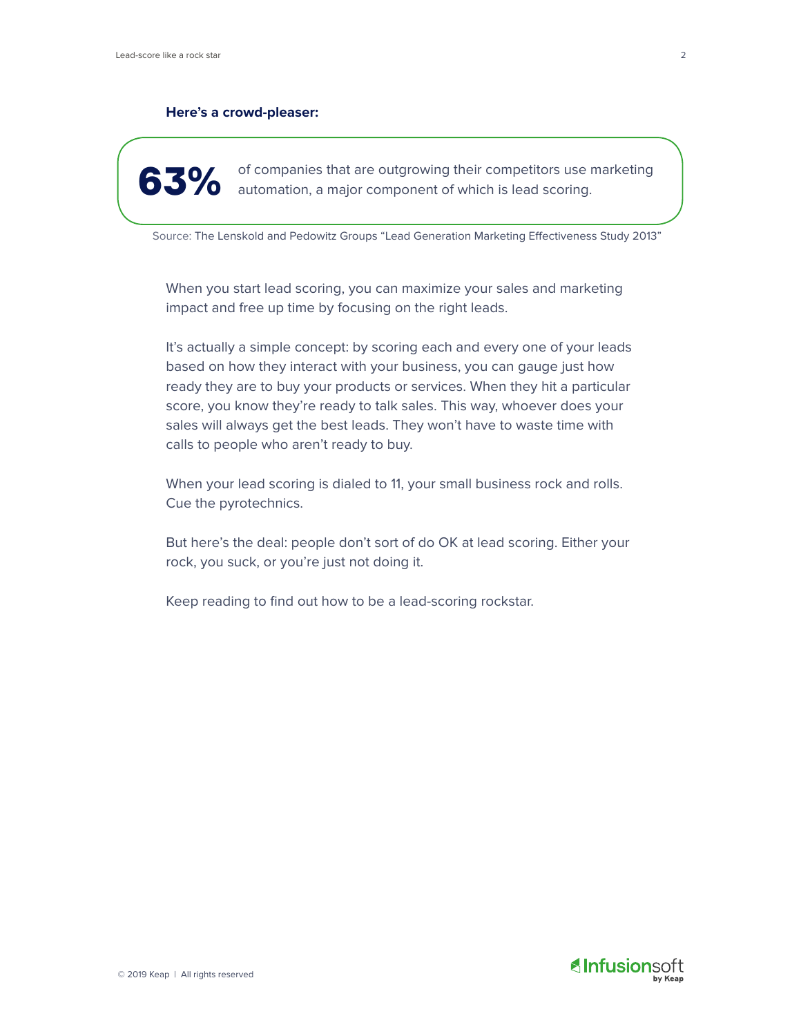**Here's a crowd-pleaser:**

**63%** of companies that are outgrowing their competitors use marketing automation, a major component of which is lead scoring.

Source: The Lenskold and Pedowitz Groups "Lead Generation Marketing Effectiveness Study 2013"

When you start lead scoring, you can maximize your sales and marketing impact and free up time by focusing on the right leads.

It's actually a simple concept: by scoring each and every one of your leads based on how they interact with your business, you can gauge just how ready they are to buy your products or services. When they hit a particular score, you know they're ready to talk sales. This way, whoever does your sales will always get the best leads. They won't have to waste time with calls to people who aren't ready to buy.

When your lead scoring is dialed to 11, your small business rock and rolls. Cue the pyrotechnics.

But here's the deal: people don't sort of do OK at lead scoring. Either your rock, you suck, or you're just not doing it.

Keep reading to find out how to be a lead-scoring rockstar.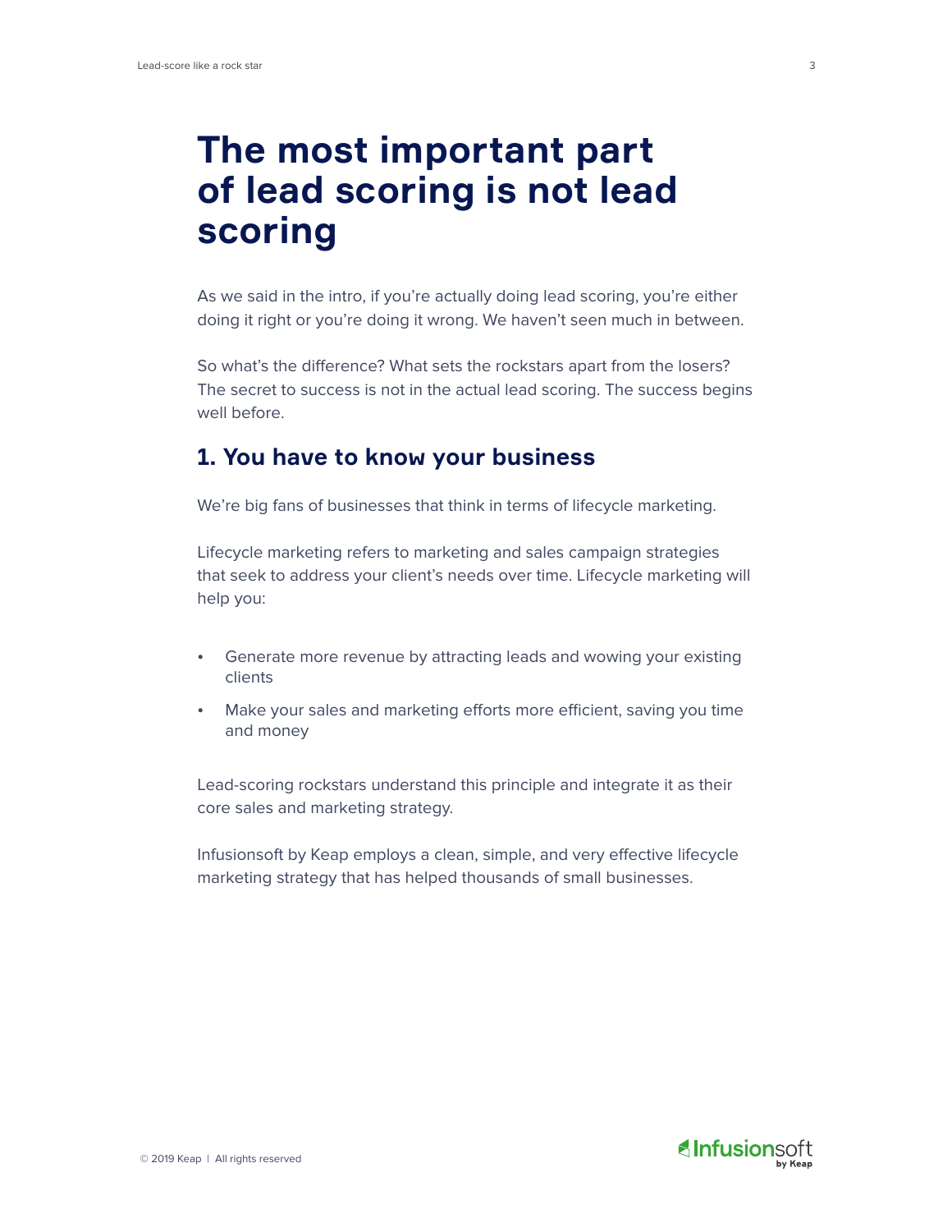# The most important part of lead scoring is not lead scoring

As we said in the intro, if you're actually doing lead scoring, you're either doing it right or you're doing it wrong. We haven't seen much in between.

So what's the difference? What sets the rockstars apart from the losers? The secret to success is not in the actual lead scoring. The success begins well before.

## 1. You have to know your business

We're big fans of businesses that think in terms of lifecycle marketing.

Lifecycle marketing refers to marketing and sales campaign strategies that seek to address your client's needs over time. Lifecycle marketing will help you:

- Generate more revenue by attracting leads and wowing your existing clients
- Make your sales and marketing efforts more efficient, saving you time and money

Lead-scoring rockstars understand this principle and integrate it as their core sales and marketing strategy.

Infusionsoft by Keap employs a clean, simple, and very effective lifecycle marketing strategy that has helped thousands of small businesses.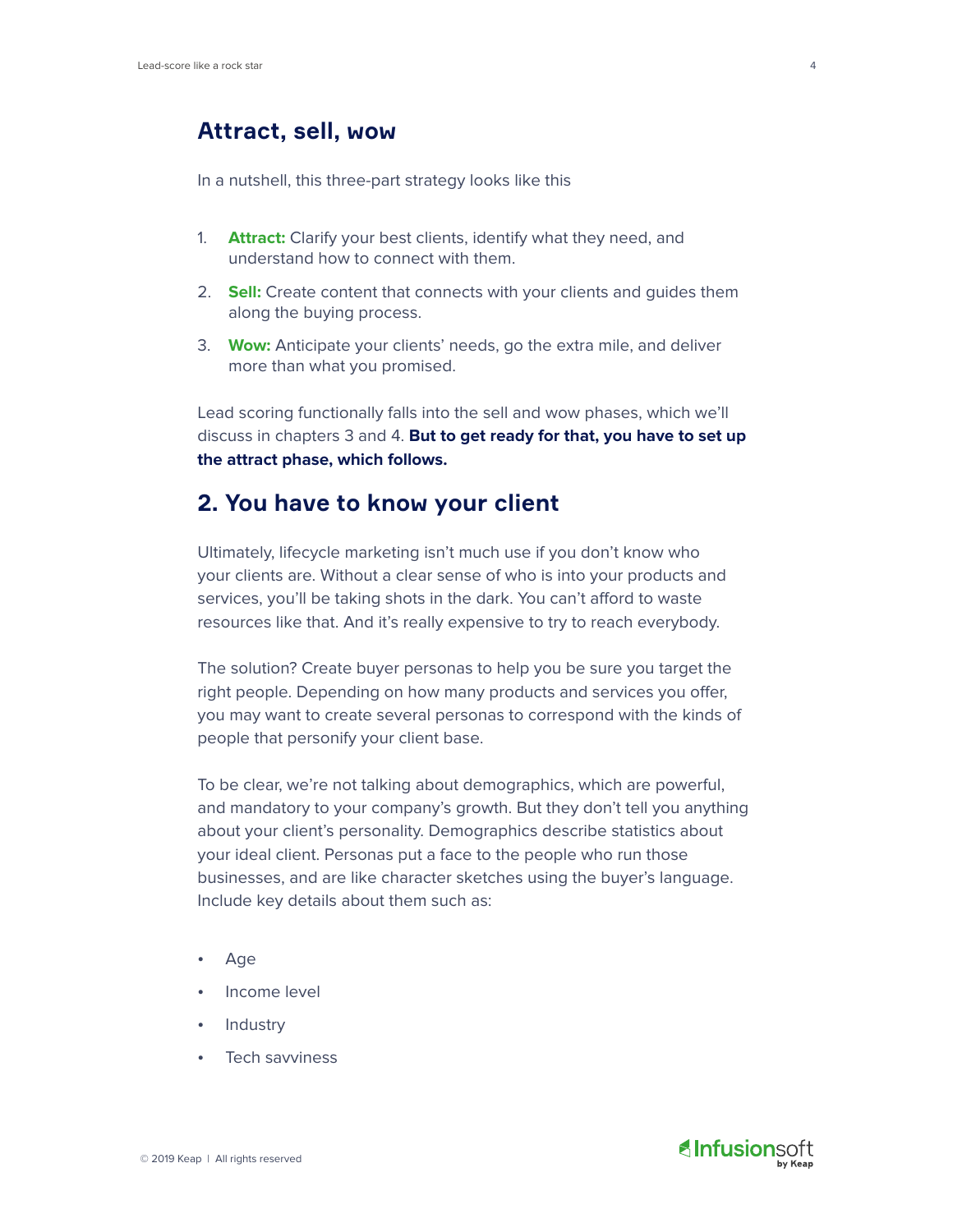## Attract, sell, wow

In a nutshell, this three-part strategy looks like this

1. **Attract:** Clarify your best clients, identify what they need, and understand how to connect with them.
2. **Sell:** Create content that connects with your clients and guides them along the buying process.
3. **Wow:** Anticipate your clients' needs, go the extra mile, and deliver more than what you promised.

Lead scoring functionally falls into the sell and wow phases, which we'll discuss in chapters 3 and 4. **But to get ready for that, you have to set up the attract phase, which follows.**

## 2. You have to know your client

Ultimately, lifecycle marketing isn't much use if you don't know who your clients are. Without a clear sense of who is into your products and services, you'll be taking shots in the dark. You can't afford to waste resources like that. And it's really expensive to try to reach everybody.

The solution? Create buyer personas to help you be sure you target the right people. Depending on how many products and services you offer, you may want to create several personas to correspond with the kinds of people that personify your client base.

To be clear, we're not talking about demographics, which are powerful, and mandatory to your company's growth. But they don't tell you anything about your client's personality. Demographics describe statistics about your ideal client. Personas put a face to the people who run those businesses, and are like character sketches using the buyer's language. Include key details about them such as:

- Age
- Income level
- Industry
- Tech savviness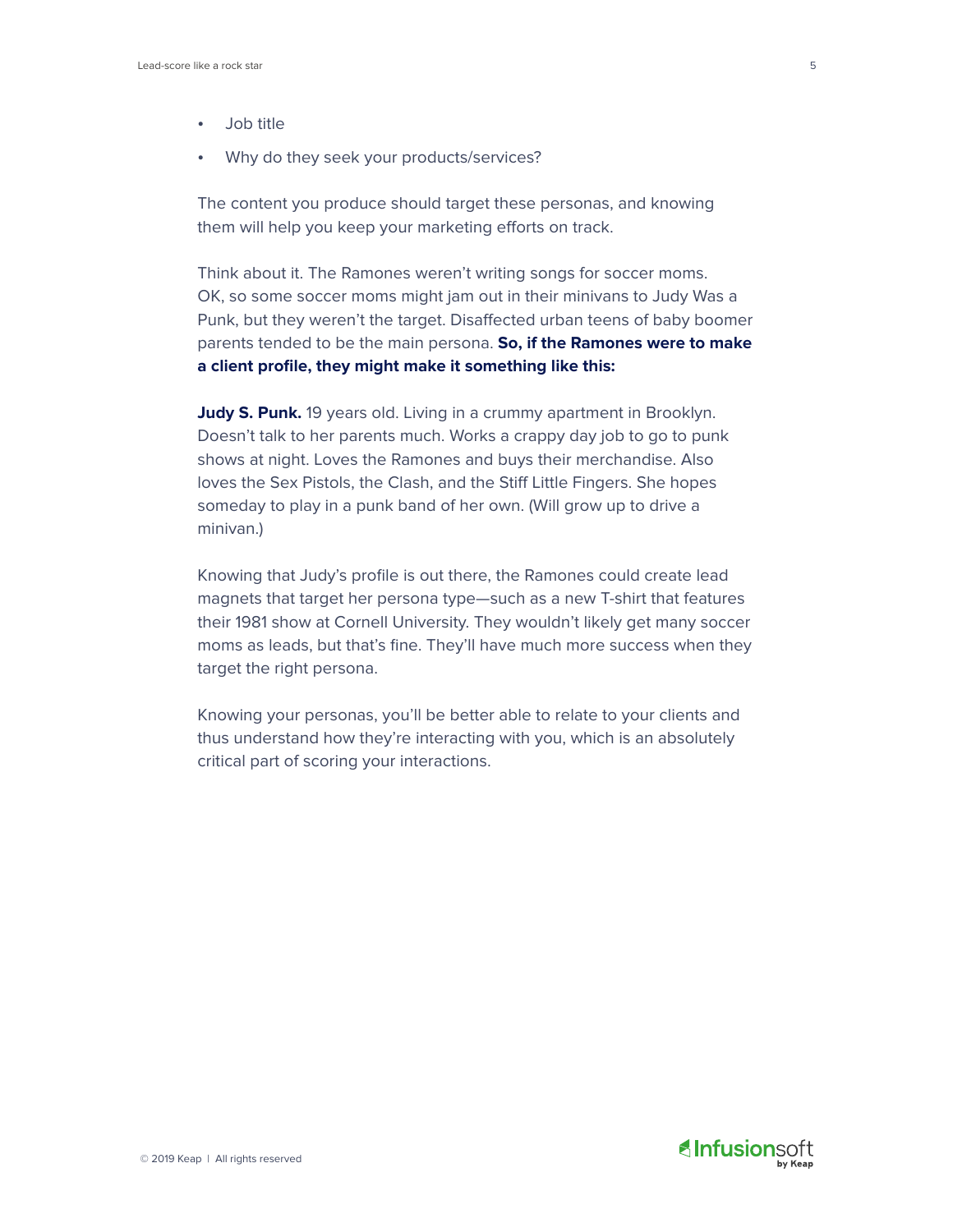- Job title
- Why do they seek your products/services?

The content you produce should target these personas, and knowing them will help you keep your marketing efforts on track.

Think about it. The Ramones weren't writing songs for soccer moms. OK, so some soccer moms might jam out in their minivans to Judy Was a Punk, but they weren't the target. Disaffected urban teens of baby boomer parents tended to be the main persona. **So, if the Ramones were to make a client profile, they might make it something like this:**

**Judy S. Punk.** 19 years old. Living in a crummy apartment in Brooklyn. Doesn't talk to her parents much. Works a crappy day job to go to punk shows at night. Loves the Ramones and buys their merchandise. Also loves the Sex Pistols, the Clash, and the Stiff Little Fingers. She hopes someday to play in a punk band of her own. (Will grow up to drive a minivan.)

Knowing that Judy's profile is out there, the Ramones could create lead magnets that target her persona type—such as a new T-shirt that features their 1981 show at Cornell University. They wouldn't likely get many soccer moms as leads, but that's fine. They'll have much more success when they target the right persona.

Knowing your personas, you'll be better able to relate to your clients and thus understand how they're interacting with you, which is an absolutely critical part of scoring your interactions.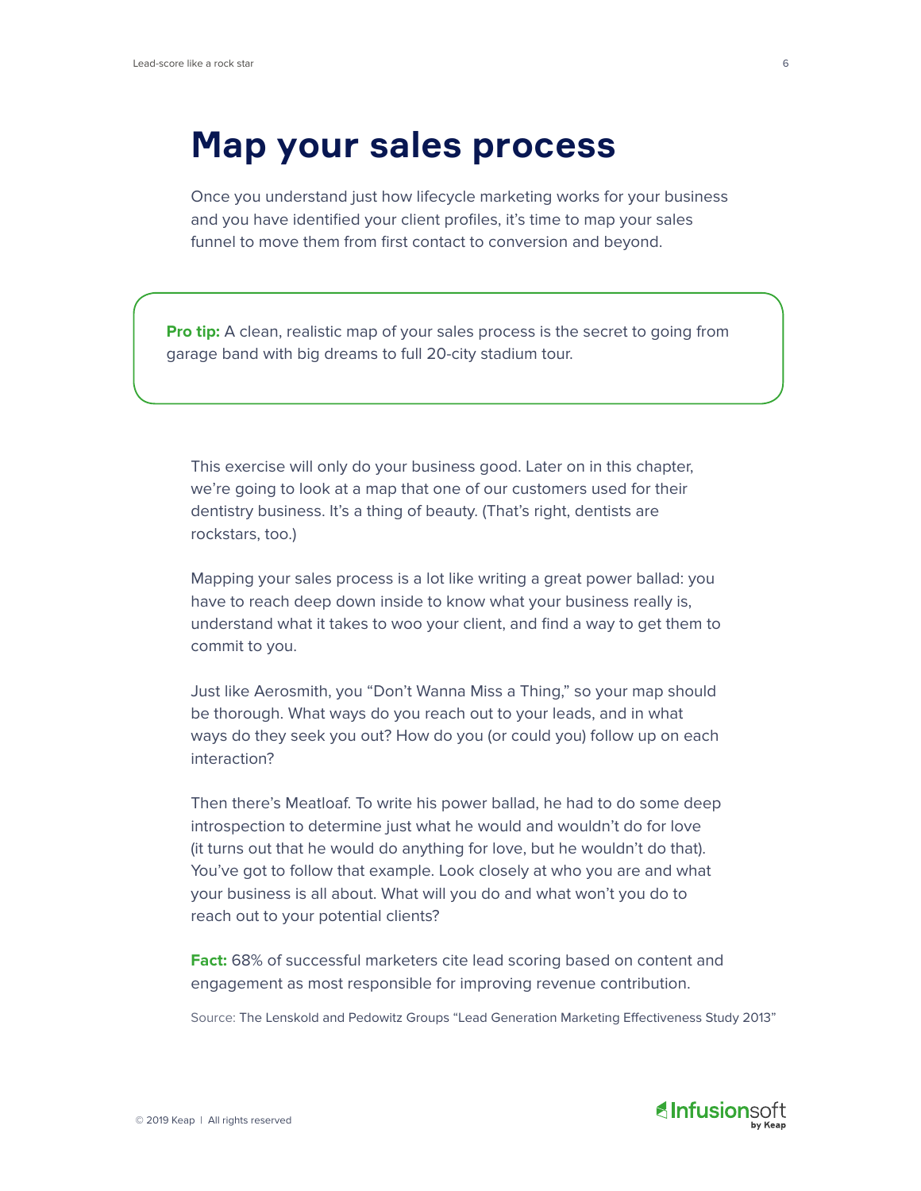# Map your sales process

Once you understand just how lifecycle marketing works for your business and you have identified your client profiles, it's time to map your sales funnel to move them from first contact to conversion and beyond.

**Pro tip:** A clean, realistic map of your sales process is the secret to going from garage band with big dreams to full 20-city stadium tour.

This exercise will only do your business good. Later on in this chapter, we're going to look at a map that one of our customers used for their dentistry business. It's a thing of beauty. (That's right, dentists are rockstars, too.)

Mapping your sales process is a lot like writing a great power ballad: you have to reach deep down inside to know what your business really is, understand what it takes to woo your client, and find a way to get them to commit to you.

Just like Aerosmith, you "Don't Wanna Miss a Thing," so your map should be thorough. What ways do you reach out to your leads, and in what ways do they seek you out? How do you (or could you) follow up on each interaction?

Then there's Meatloaf. To write his power ballad, he had to do some deep introspection to determine just what he would and wouldn't do for love (it turns out that he would do anything for love, but he wouldn't do that). You've got to follow that example. Look closely at who you are and what your business is all about. What will you do and what won't you do to reach out to your potential clients?

**Fact:** 68% of successful marketers cite lead scoring based on content and engagement as most responsible for improving revenue contribution.

Source: The Lenskold and Pedowitz Groups "Lead Generation Marketing Effectiveness Study 2013"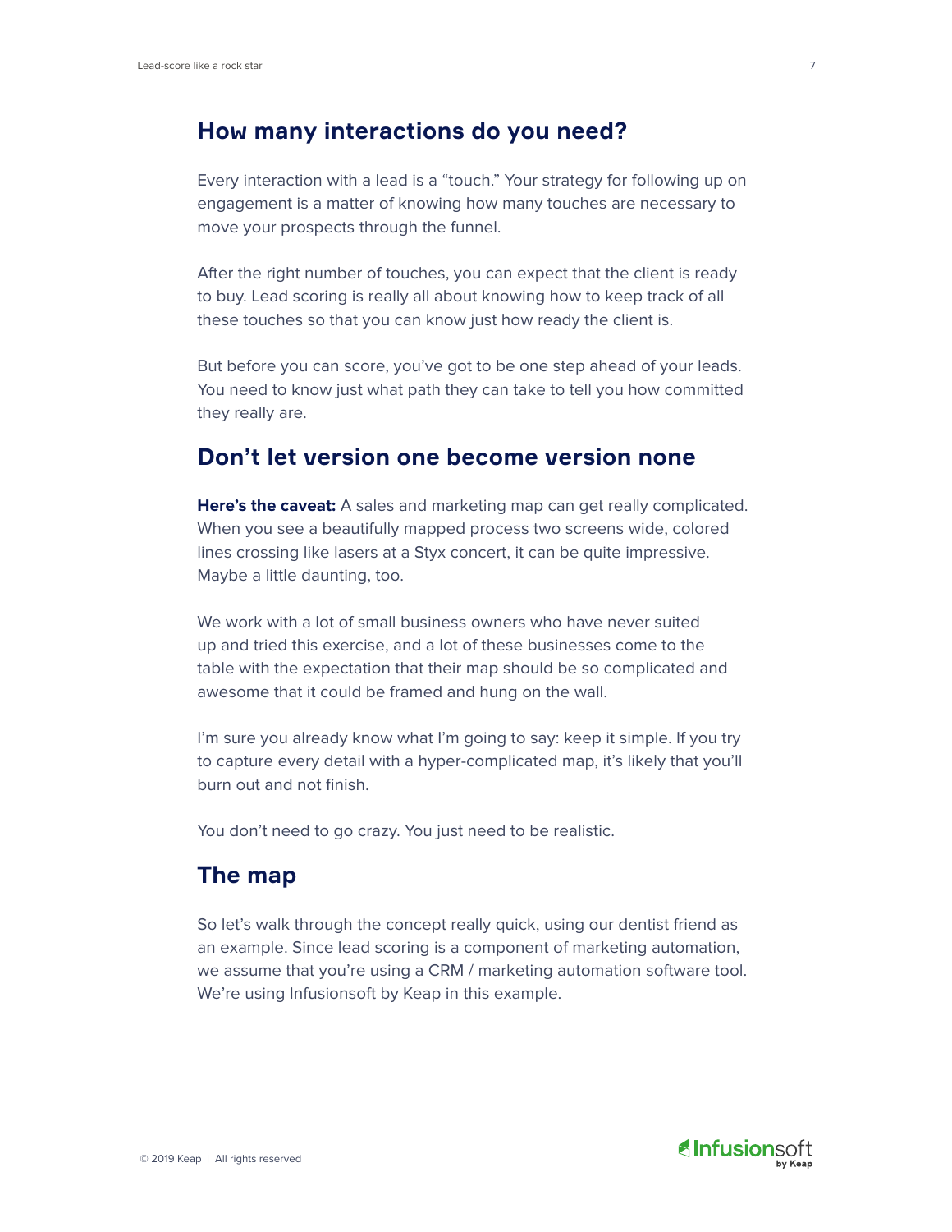## How many interactions do you need?

Every interaction with a lead is a "touch." Your strategy for following up on engagement is a matter of knowing how many touches are necessary to move your prospects through the funnel.

After the right number of touches, you can expect that the client is ready to buy. Lead scoring is really all about knowing how to keep track of all these touches so that you can know just how ready the client is.

But before you can score, you've got to be one step ahead of your leads. You need to know just what path they can take to tell you how committed they really are.

## Don't let version one become version none

**Here's the caveat:** A sales and marketing map can get really complicated. When you see a beautifully mapped process two screens wide, colored lines crossing like lasers at a Styx concert, it can be quite impressive. Maybe a little daunting, too.

We work with a lot of small business owners who have never suited up and tried this exercise, and a lot of these businesses come to the table with the expectation that their map should be so complicated and awesome that it could be framed and hung on the wall.

I'm sure you already know what I'm going to say: keep it simple. If you try to capture every detail with a hyper-complicated map, it's likely that you'll burn out and not finish.

You don't need to go crazy. You just need to be realistic.

## The map

So let's walk through the concept really quick, using our dentist friend as an example. Since lead scoring is a component of marketing automation, we assume that you're using a CRM / marketing automation software tool. We're using Infusionsoft by Keap in this example.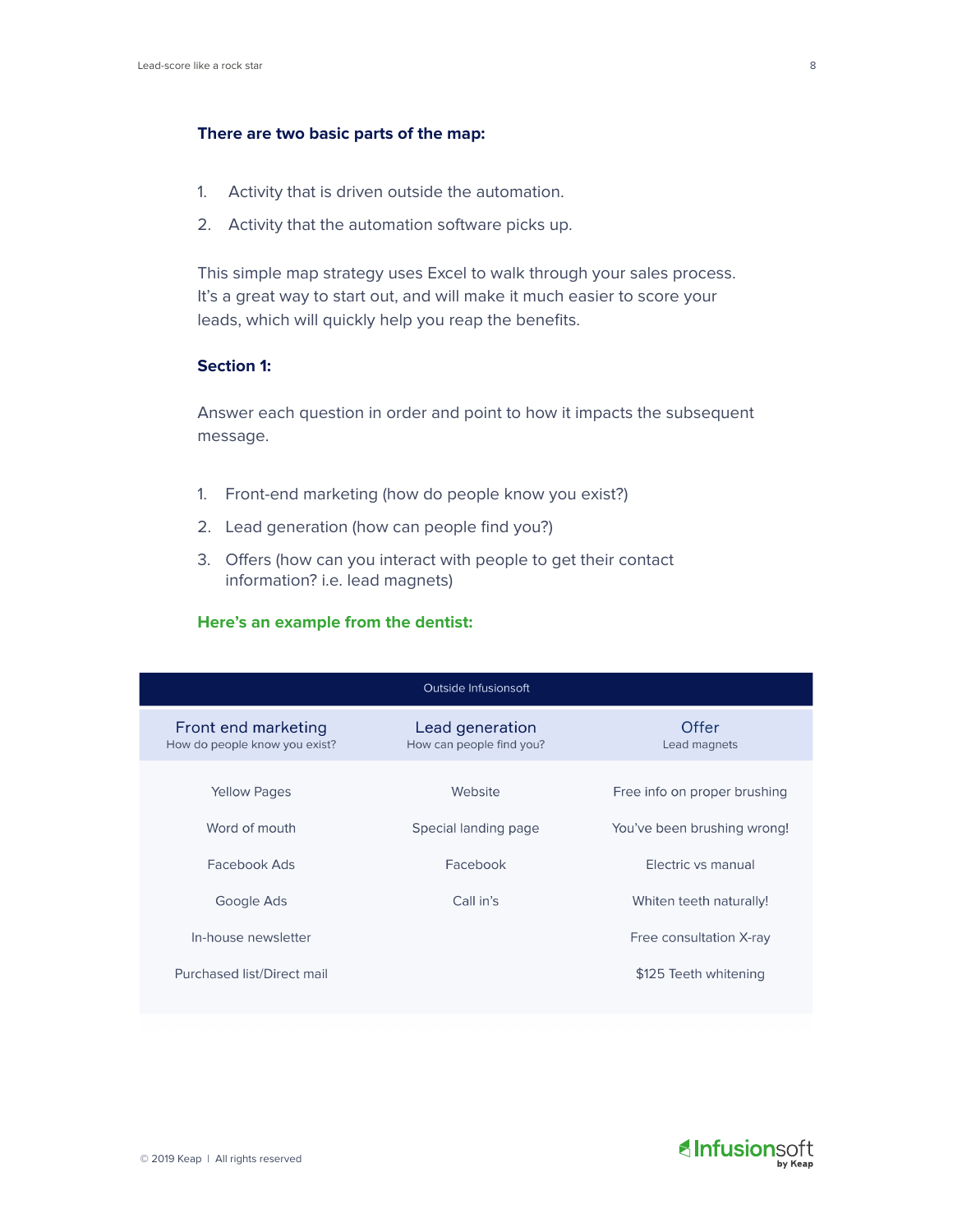**There are two basic parts of the map:**

1. Activity that is driven outside the automation.
2. Activity that the automation software picks up.

This simple map strategy uses Excel to walk through your sales process. It's a great way to start out, and will make it much easier to score your leads, which will quickly help you reap the benefits.

**Section 1:**

Answer each question in order and point to how it impacts the subsequent message.

1. Front-end marketing (how do people know you exist?)
2. Lead generation (how can people find you?)
3. Offers (how can you interact with people to get their contact information? i.e. lead magnets)

**Here's an example from the dentist:**

| Outside Infusionsoft | | |
|---|---|---|
| Front end marketing<br>How do people know you exist? | Lead generation<br>How can people find you? | Offer<br>Lead magnets |
| Yellow Pages | Website | Free info on proper brushing |
| Word of mouth | Special landing page | You've been brushing wrong! |
| Facebook Ads | Facebook | Electric vs manual |
| Google Ads | Call in's | Whiten teeth naturally! |
| In-house newsletter | | Free consultation X-ray |
| Purchased list/Direct mail | | $125 Teeth whitening |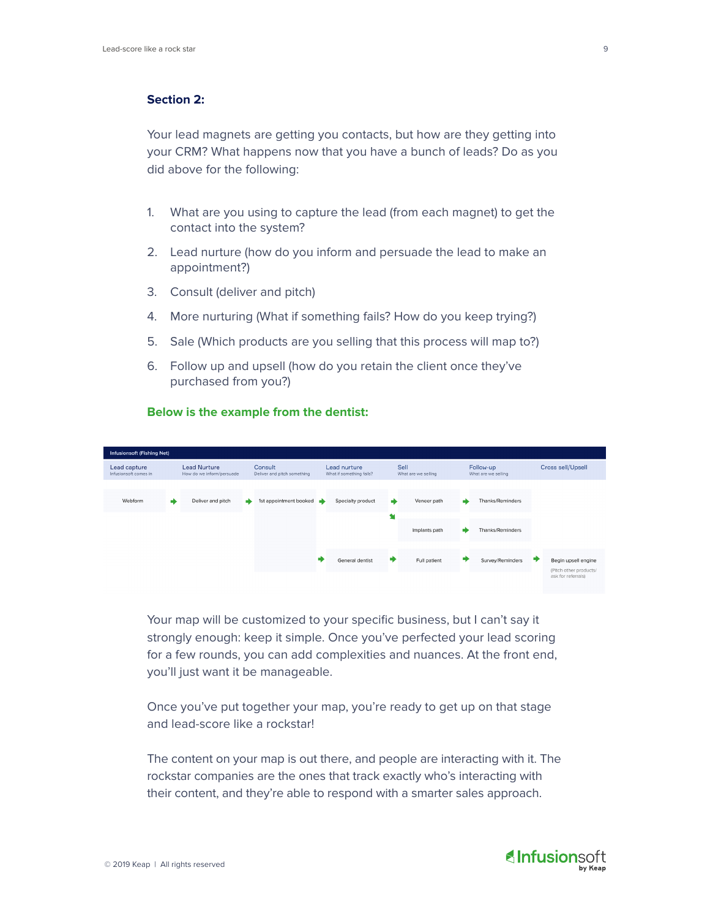### Section 2:

Your lead magnets are getting you contacts, but how are they getting into your CRM? What happens now that you have a bunch of leads? Do as you did above for the following:

1. What are you using to capture the lead (from each magnet) to get the contact into the system?
2. Lead nurture (how do you inform and persuade the lead to make an appointment?)
3. Consult (deliver and pitch)
4. More nurturing (What if something fails? How do you keep trying?)
5. Sale (Which products are you selling that this process will map to?)
6. Follow up and upsell (how do you retain the client once they've purchased from you?)

**Below is the example from the dentist:**

| Infusionsoft (Fishing Net) | | | | | | |
|---|---|---|---|---|---|---|
| Lead capture<br>Infusionsoft comes in | Lead Nurture<br>How do we inform/persuade | Consult<br>Deliver and pitch something | Lead nurture<br>What if something fails? | Sell<br>What are we selling | Follow-up<br>What are we selling | Cross sell/Upsell |
| Webform → | Deliver and pitch → | 1st appointment booked → | Specialty product → | Veneer path → | Thanks/Reminders | |
| | | | | Implants path → | Thanks/Reminders | |
| | | → | General dentist → | Full patient → | Survey/Reminders → | Begin upsell engine (Pitch other products/ ask for referrals) |

Your map will be customized to your specific business, but I can't say it strongly enough: keep it simple. Once you've perfected your lead scoring for a few rounds, you can add complexities and nuances. At the front end, you'll just want it be manageable.

Once you've put together your map, you're ready to get up on that stage and lead-score like a rockstar!

The content on your map is out there, and people are interacting with it. The rockstar companies are the ones that track exactly who's interacting with their content, and they're able to respond with a smarter sales approach.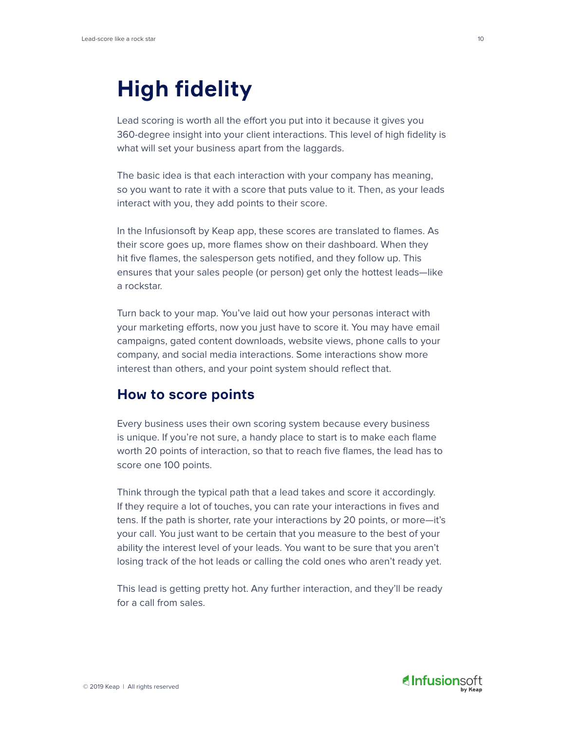# High fidelity

Lead scoring is worth all the effort you put into it because it gives you 360-degree insight into your client interactions. This level of high fidelity is what will set your business apart from the laggards.

The basic idea is that each interaction with your company has meaning, so you want to rate it with a score that puts value to it. Then, as your leads interact with you, they add points to their score.

In the Infusionsoft by Keap app, these scores are translated to flames. As their score goes up, more flames show on their dashboard. When they hit five flames, the salesperson gets notified, and they follow up. This ensures that your sales people (or person) get only the hottest leads—like a rockstar.

Turn back to your map. You've laid out how your personas interact with your marketing efforts, now you just have to score it. You may have email campaigns, gated content downloads, website views, phone calls to your company, and social media interactions. Some interactions show more interest than others, and your point system should reflect that.

## How to score points

Every business uses their own scoring system because every business is unique. If you're not sure, a handy place to start is to make each flame worth 20 points of interaction, so that to reach five flames, the lead has to score one 100 points.

Think through the typical path that a lead takes and score it accordingly. If they require a lot of touches, you can rate your interactions in fives and tens. If the path is shorter, rate your interactions by 20 points, or more—it's your call. You just want to be certain that you measure to the best of your ability the interest level of your leads. You want to be sure that you aren't losing track of the hot leads or calling the cold ones who aren't ready yet.

This lead is getting pretty hot. Any further interaction, and they'll be ready for a call from sales.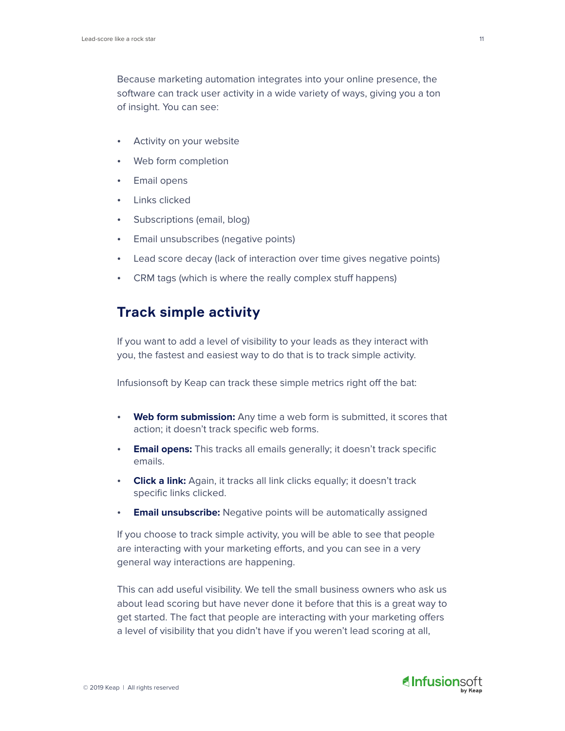Because marketing automation integrates into your online presence, the software can track user activity in a wide variety of ways, giving you a ton of insight. You can see:

- Activity on your website
- Web form completion
- Email opens
- Links clicked
- Subscriptions (email, blog)
- Email unsubscribes (negative points)
- Lead score decay (lack of interaction over time gives negative points)
- CRM tags (which is where the really complex stuff happens)

## Track simple activity

If you want to add a level of visibility to your leads as they interact with you, the fastest and easiest way to do that is to track simple activity.

Infusionsoft by Keap can track these simple metrics right off the bat:

- **Web form submission:** Any time a web form is submitted, it scores that action; it doesn't track specific web forms.
- **Email opens:** This tracks all emails generally; it doesn't track specific emails.
- **Click a link:** Again, it tracks all link clicks equally; it doesn't track specific links clicked.
- **Email unsubscribe:** Negative points will be automatically assigned

If you choose to track simple activity, you will be able to see that people are interacting with your marketing efforts, and you can see in a very general way interactions are happening.

This can add useful visibility. We tell the small business owners who ask us about lead scoring but have never done it before that this is a great way to get started. The fact that people are interacting with your marketing offers a level of visibility that you didn't have if you weren't lead scoring at all,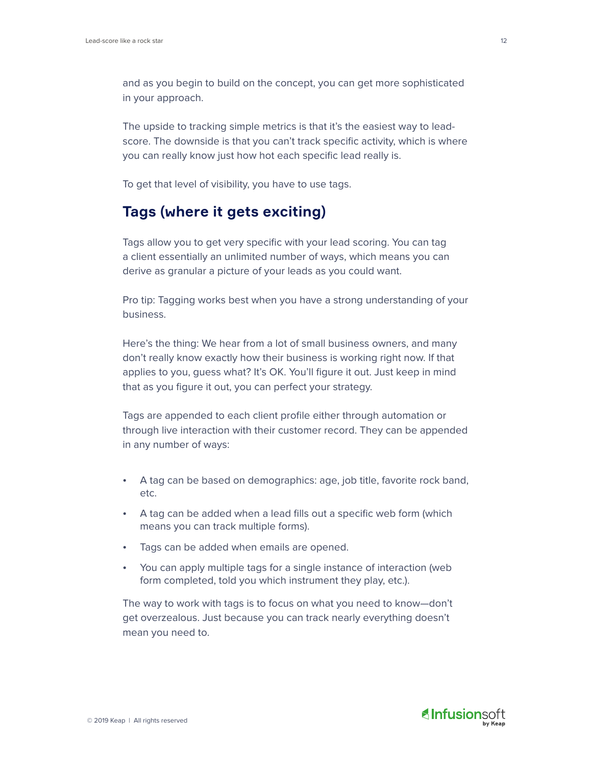and as you begin to build on the concept, you can get more sophisticated in your approach.

The upside to tracking simple metrics is that it's the easiest way to lead-score. The downside is that you can't track specific activity, which is where you can really know just how hot each specific lead really is.

To get that level of visibility, you have to use tags.

## Tags (where it gets exciting)

Tags allow you to get very specific with your lead scoring. You can tag a client essentially an unlimited number of ways, which means you can derive as granular a picture of your leads as you could want.

Pro tip: Tagging works best when you have a strong understanding of your business.

Here's the thing: We hear from a lot of small business owners, and many don't really know exactly how their business is working right now. If that applies to you, guess what? It's OK. You'll figure it out. Just keep in mind that as you figure it out, you can perfect your strategy.

Tags are appended to each client profile either through automation or through live interaction with their customer record. They can be appended in any number of ways:

- A tag can be based on demographics: age, job title, favorite rock band, etc.
- A tag can be added when a lead fills out a specific web form (which means you can track multiple forms).
- Tags can be added when emails are opened.
- You can apply multiple tags for a single instance of interaction (web form completed, told you which instrument they play, etc.).

The way to work with tags is to focus on what you need to know—don't get overzealous. Just because you can track nearly everything doesn't mean you need to.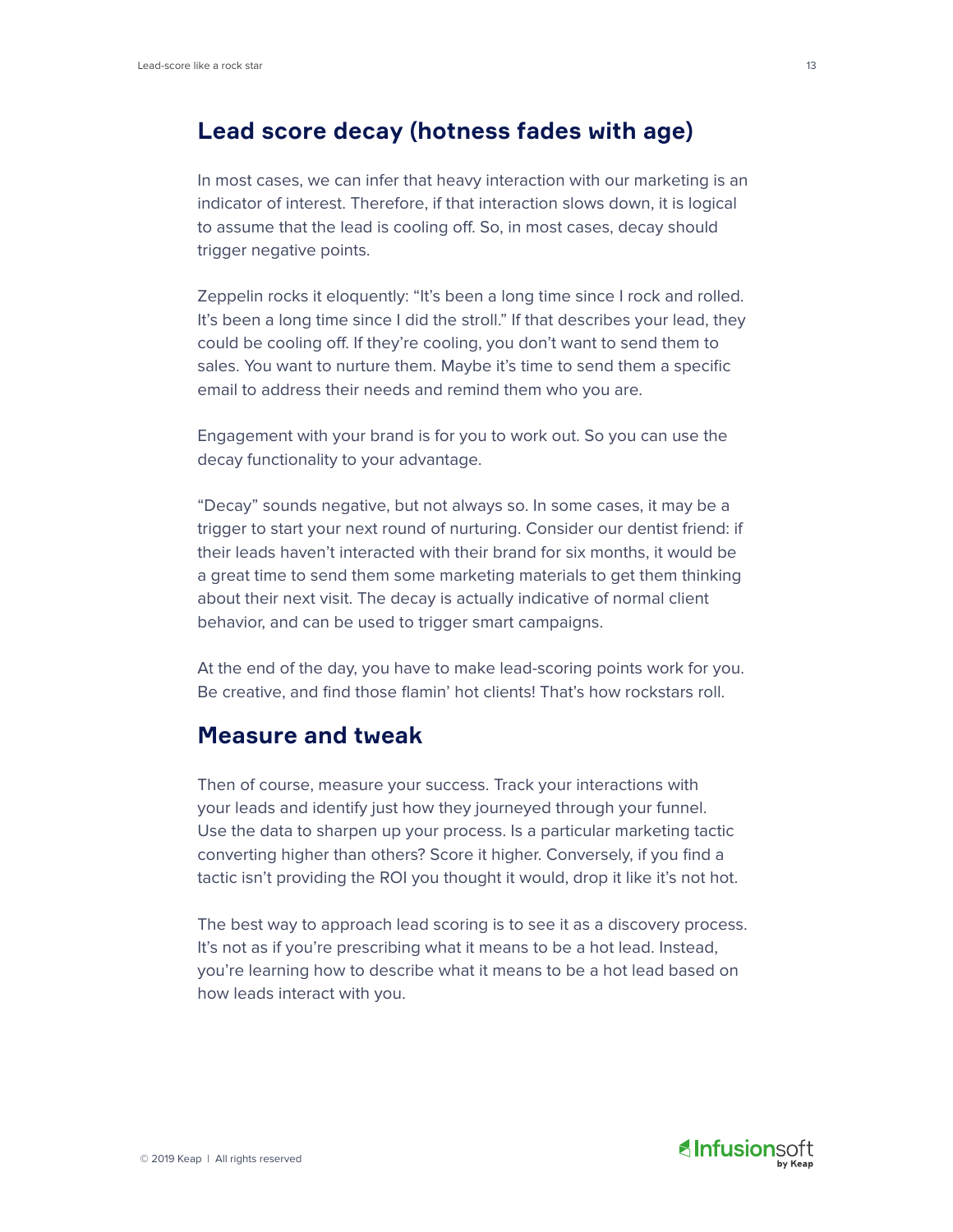## Lead score decay (hotness fades with age)

In most cases, we can infer that heavy interaction with our marketing is an indicator of interest. Therefore, if that interaction slows down, it is logical to assume that the lead is cooling off. So, in most cases, decay should trigger negative points.

Zeppelin rocks it eloquently: "It's been a long time since I rock and rolled. It's been a long time since I did the stroll." If that describes your lead, they could be cooling off. If they're cooling, you don't want to send them to sales. You want to nurture them. Maybe it's time to send them a specific email to address their needs and remind them who you are.

Engagement with your brand is for you to work out. So you can use the decay functionality to your advantage.

"Decay" sounds negative, but not always so. In some cases, it may be a trigger to start your next round of nurturing. Consider our dentist friend: if their leads haven't interacted with their brand for six months, it would be a great time to send them some marketing materials to get them thinking about their next visit. The decay is actually indicative of normal client behavior, and can be used to trigger smart campaigns.

At the end of the day, you have to make lead-scoring points work for you. Be creative, and find those flamin' hot clients! That's how rockstars roll.

## Measure and tweak

Then of course, measure your success. Track your interactions with your leads and identify just how they journeyed through your funnel. Use the data to sharpen up your process. Is a particular marketing tactic converting higher than others? Score it higher. Conversely, if you find a tactic isn't providing the ROI you thought it would, drop it like it's not hot.

The best way to approach lead scoring is to see it as a discovery process. It's not as if you're prescribing what it means to be a hot lead. Instead, you're learning how to describe what it means to be a hot lead based on how leads interact with you.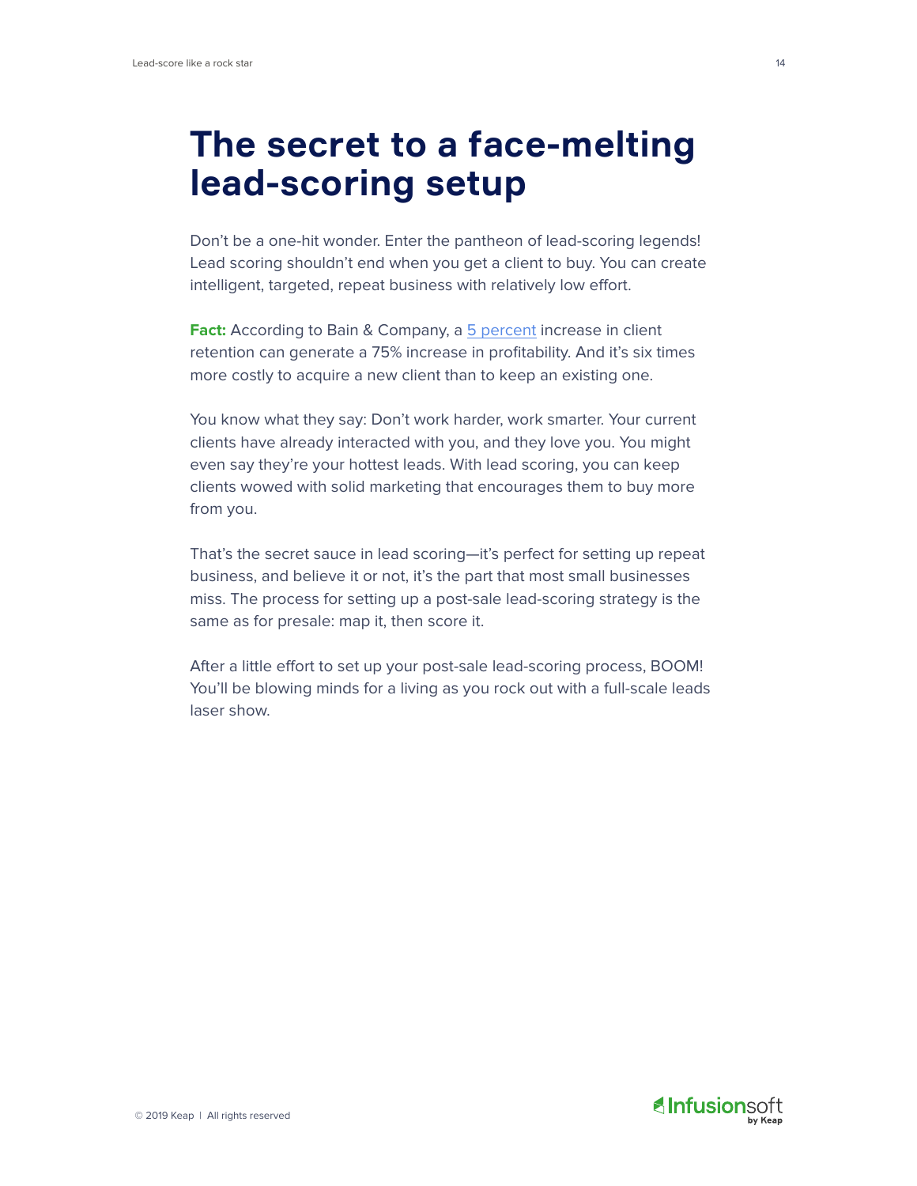# The secret to a face-melting lead-scoring setup

Don't be a one-hit wonder. Enter the pantheon of lead-scoring legends! Lead scoring shouldn't end when you get a client to buy. You can create intelligent, targeted, repeat business with relatively low effort.

**Fact:** According to Bain & Company, a 5 percent increase in client retention can generate a 75% increase in profitability. And it's six times more costly to acquire a new client than to keep an existing one.

You know what they say: Don't work harder, work smarter. Your current clients have already interacted with you, and they love you. You might even say they're your hottest leads. With lead scoring, you can keep clients wowed with solid marketing that encourages them to buy more from you.

That's the secret sauce in lead scoring—it's perfect for setting up repeat business, and believe it or not, it's the part that most small businesses miss. The process for setting up a post-sale lead-scoring strategy is the same as for presale: map it, then score it.

After a little effort to set up your post-sale lead-scoring process, BOOM! You'll be blowing minds for a living as you rock out with a full-scale leads laser show.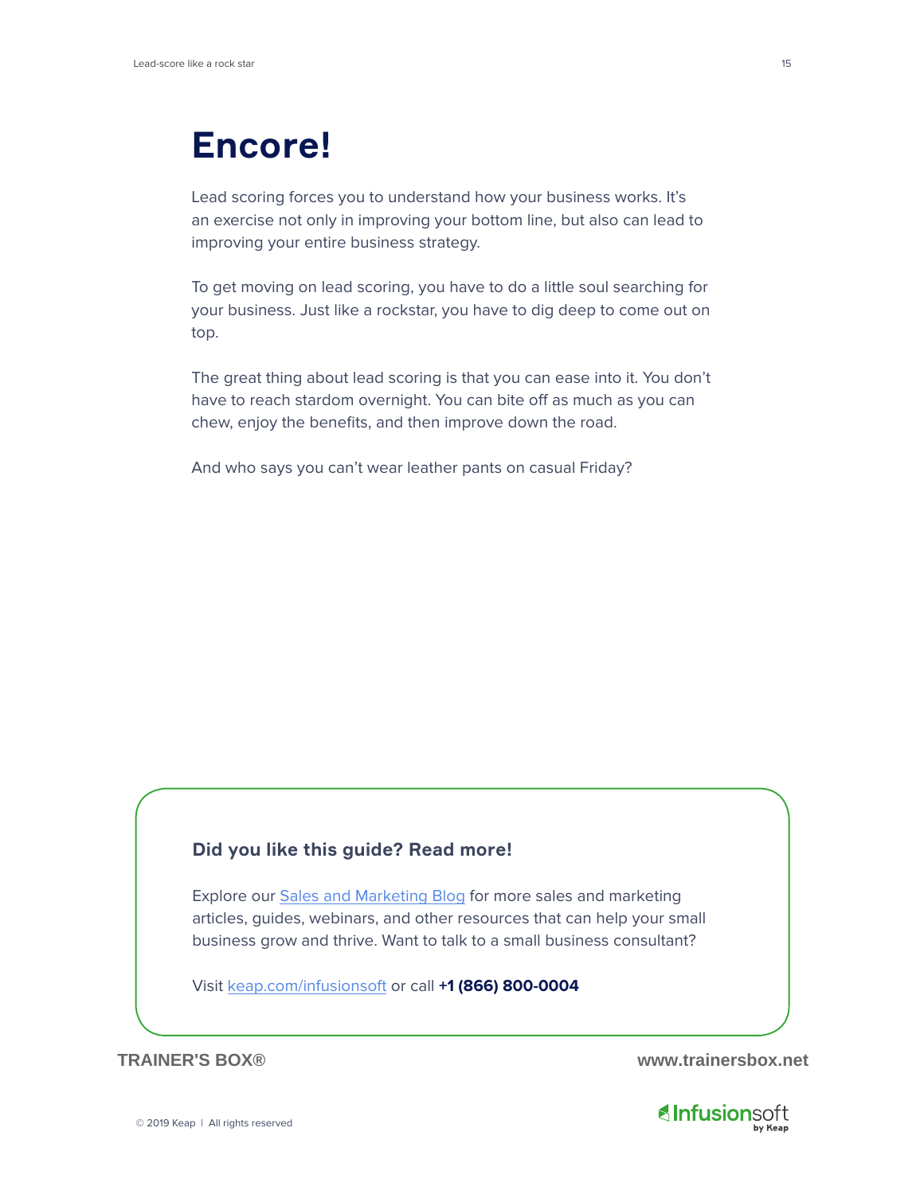# Encore!

Lead scoring forces you to understand how your business works. It's an exercise not only in improving your bottom line, but also can lead to improving your entire business strategy.

To get moving on lead scoring, you have to do a little soul searching for your business. Just like a rockstar, you have to dig deep to come out on top.

The great thing about lead scoring is that you can ease into it. You don't have to reach stardom overnight. You can bite off as much as you can chew, enjoy the benefits, and then improve down the road.

And who says you can't wear leather pants on casual Friday?

**Did you like this guide? Read more!**

Explore our Sales and Marketing Blog for more sales and marketing articles, guides, webinars, and other resources that can help your small business grow and thrive. Want to talk to a small business consultant?

Visit keap.com/infusionsoft or call **+1 (866) 800-0004**

© 2019 Keap | All rights reserved